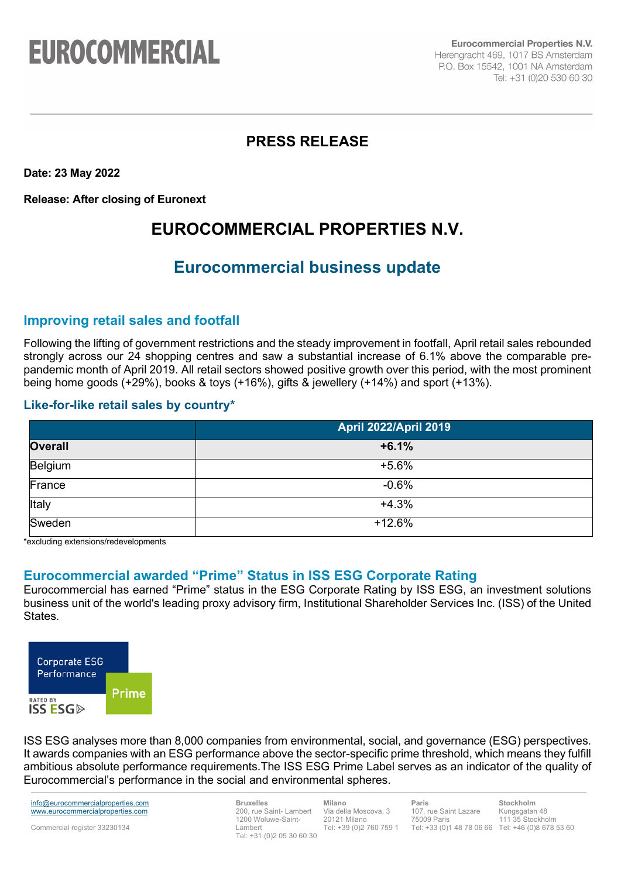# PRESS RELEASE

**Date: 23 May 2022**

**Release: After closing of Euronext**

# EUROCOMMERCIAL PROPERTIES N.V.

## Eurocommercial business update

### Improving retail sales and footfall

Following the lifting of government restrictions and the steady improvement in footfall, April retail sales rebounded strongly across our 24 shopping centres and saw a substantial increase of 6.1% above the comparable pre-pandemic month of April 2019. All retail sectors showed positive growth over this period, with the most prominent being home goods (+29%), books & toys (+16%), gifts & jewellery (+14%) and sport (+13%).

### Like-for-like retail sales by country*

| | April 2022/April 2019 |
|---|---|
| **Overall** | **+6.1%** |
| Belgium | +5.6% |
| France | -0.6% |
| Italy | +4.3% |
| Sweden | +12.6% |

*excluding extensions/redevelopments

### Eurocommercial awarded "Prime" Status in ISS ESG Corporate Rating

Eurocommercial has earned "Prime" status in the ESG Corporate Rating by ISS ESG, an investment solutions business unit of the world's leading proxy advisory firm, Institutional Shareholder Services Inc. (ISS) of the United States.

Corporate ESG Performance Prime RATED BY ISS ESG

ISS ESG analyses more than 8,000 companies from environmental, social, and governance (ESG) perspectives. It awards companies with an ESG performance above the sector-specific prime threshold, which means they fulfill ambitious absolute performance requirements.The ISS ESG Prime Label serves as an indicator of the quality of Eurocommercial's performance in the social and environmental spheres.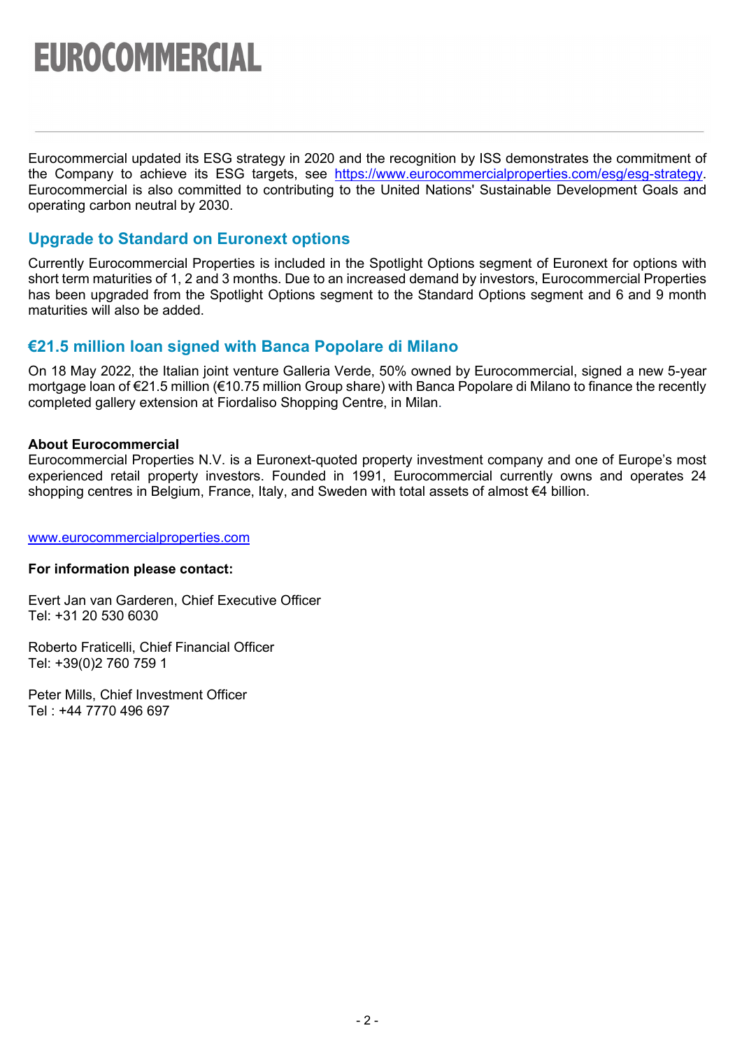Eurocommercial updated its ESG strategy in 2020 and the recognition by ISS demonstrates the commitment of the Company to achieve its ESG targets, see https://www.eurocommercialproperties.com/esg/esg-strategy. Eurocommercial is also committed to contributing to the United Nations' Sustainable Development Goals and operating carbon neutral by 2030.

## Upgrade to Standard on Euronext options

Currently Eurocommercial Properties is included in the Spotlight Options segment of Euronext for options with short term maturities of 1, 2 and 3 months. Due to an increased demand by investors, Eurocommercial Properties has been upgraded from the Spotlight Options segment to the Standard Options segment and 6 and 9 month maturities will also be added.

## €21.5 million loan signed with Banca Popolare di Milano

On 18 May 2022, the Italian joint venture Galleria Verde, 50% owned by Eurocommercial, signed a new 5-year mortgage loan of €21.5 million (€10.75 million Group share) with Banca Popolare di Milano to finance the recently completed gallery extension at Fiordaliso Shopping Centre, in Milan.

**About Eurocommercial**
Eurocommercial Properties N.V. is a Euronext-quoted property investment company and one of Europe's most experienced retail property investors. Founded in 1991, Eurocommercial currently owns and operates 24 shopping centres in Belgium, France, Italy, and Sweden with total assets of almost €4 billion.

www.eurocommercialproperties.com

**For information please contact:**

Evert Jan van Garderen, Chief Executive Officer
Tel: +31 20 530 6030

Roberto Fraticelli, Chief Financial Officer
Tel: +39(0)2 760 759 1

Peter Mills, Chief Investment Officer
Tel : +44 7770 496 697